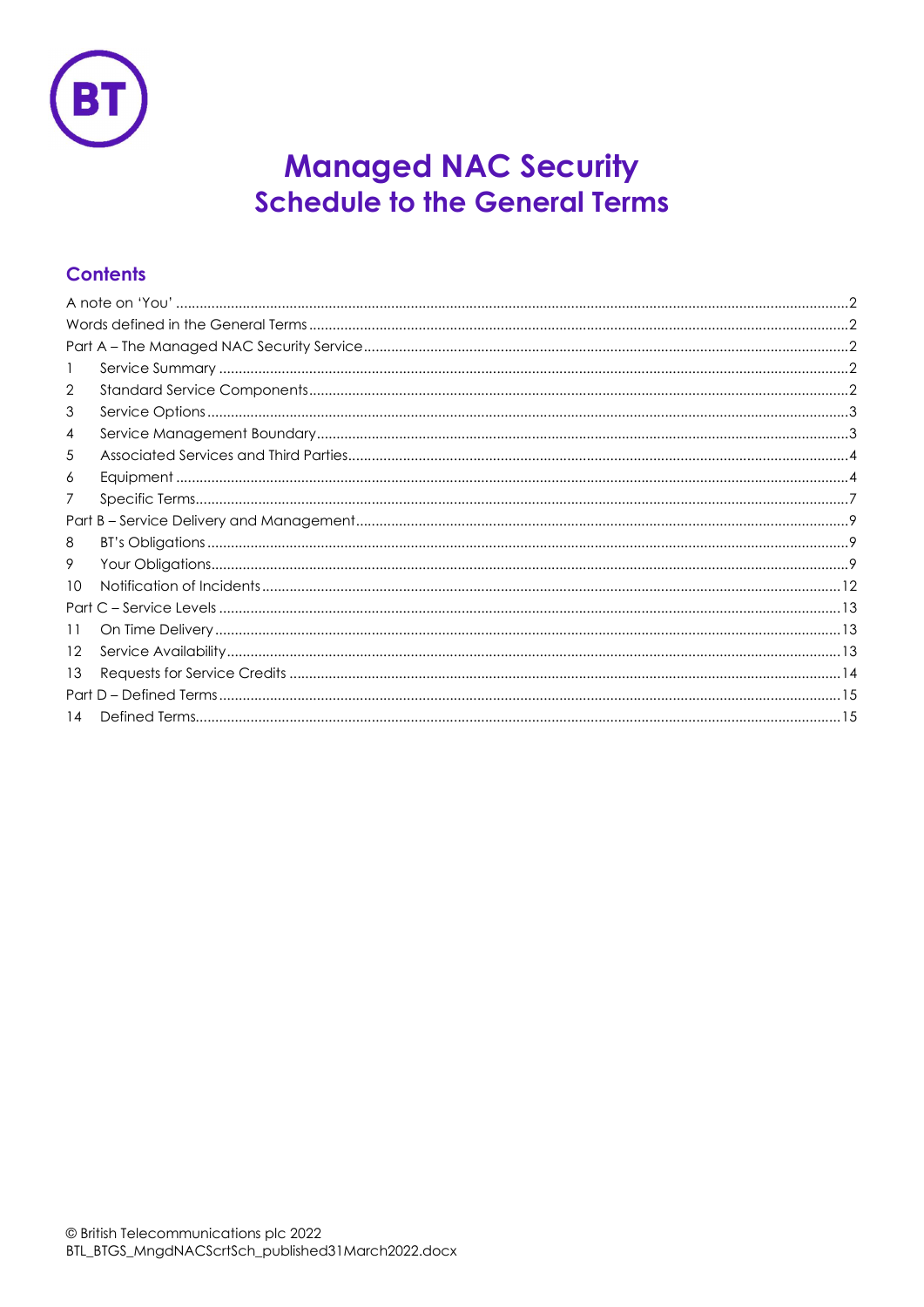# Managed NAC Security
## Schedule to the General Terms

## Contents

A note on 'You' ....... 2
Words defined in the General Terms ....... 2
Part A – The Managed NAC Security Service ....... 2
1 Service Summary ....... 2
2 Standard Service Components ....... 2
3 Service Options ....... 3
4 Service Management Boundary ....... 3
5 Associated Services and Third Parties ....... 4
6 Equipment ....... 4
7 Specific Terms ....... 7
Part B – Service Delivery and Management ....... 9
8 BT's Obligations ....... 9
9 Your Obligations ....... 9
10 Notification of Incidents ....... 12
Part C – Service Levels ....... 13
11 On Time Delivery ....... 13
12 Service Availability ....... 13
13 Requests for Service Credits ....... 14
Part D – Defined Terms ....... 15
14 Defined Terms ....... 15

© British Telecommunications plc 2022
BTL_BTGS_MngdNACScrtSch_published31March2022.docx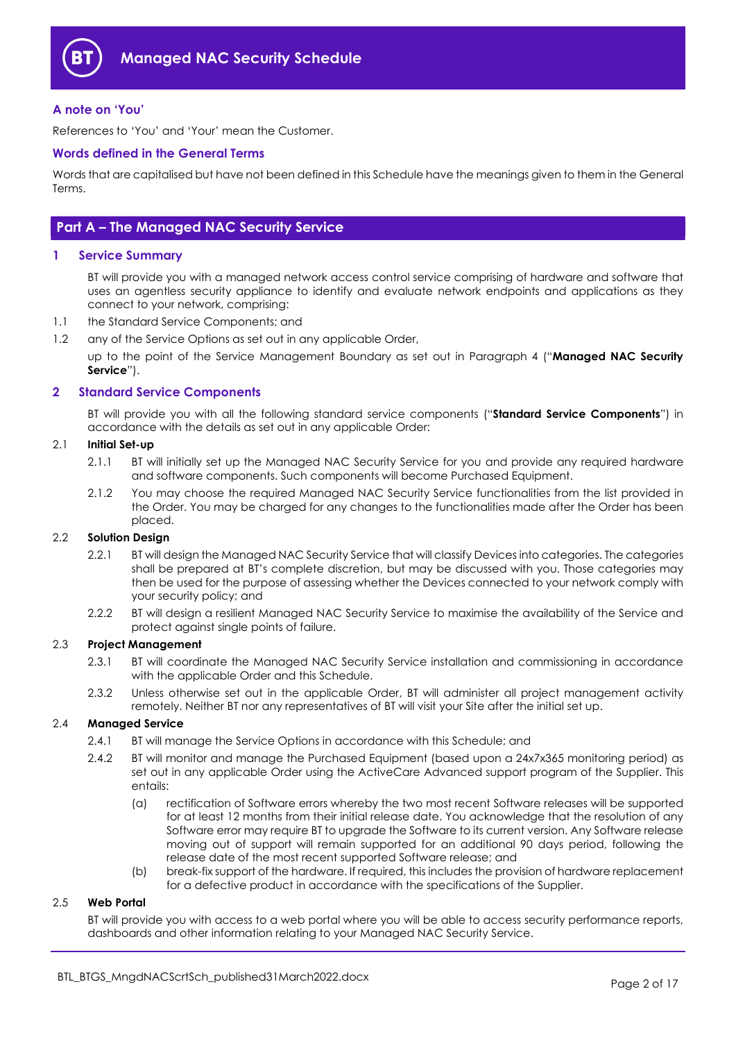# Managed NAC Security Schedule

### A note on 'You'

References to 'You' and 'Your' mean the Customer.

### Words defined in the General Terms

Words that are capitalised but have not been defined in this Schedule have the meanings given to them in the General Terms.

## Part A – The Managed NAC Security Service

### 1 Service Summary

BT will provide you with a managed network access control service comprising of hardware and software that uses an agentless security appliance to identify and evaluate network endpoints and applications as they connect to your network, comprising:

1.1 the Standard Service Components; and

1.2 any of the Service Options as set out in any applicable Order,

up to the point of the Service Management Boundary as set out in Paragraph 4 ("**Managed NAC Security Service**").

### 2 Standard Service Components

BT will provide you with all the following standard service components ("**Standard Service Components**") in accordance with the details as set out in any applicable Order:

2.1 **Initial Set-up**

2.1.1 BT will initially set up the Managed NAC Security Service for you and provide any required hardware and software components. Such components will become Purchased Equipment.

2.1.2 You may choose the required Managed NAC Security Service functionalities from the list provided in the Order. You may be charged for any changes to the functionalities made after the Order has been placed.

2.2 **Solution Design**

2.2.1 BT will design the Managed NAC Security Service that will classify Devices into categories. The categories shall be prepared at BT's complete discretion, but may be discussed with you. Those categories may then be used for the purpose of assessing whether the Devices connected to your network comply with your security policy; and

2.2.2 BT will design a resilient Managed NAC Security Service to maximise the availability of the Service and protect against single points of failure.

2.3 **Project Management**

2.3.1 BT will coordinate the Managed NAC Security Service installation and commissioning in accordance with the applicable Order and this Schedule.

2.3.2 Unless otherwise set out in the applicable Order, BT will administer all project management activity remotely. Neither BT nor any representatives of BT will visit your Site after the initial set up.

2.4 **Managed Service**

2.4.1 BT will manage the Service Options in accordance with this Schedule; and

2.4.2 BT will monitor and manage the Purchased Equipment (based upon a 24x7x365 monitoring period) as set out in any applicable Order using the ActiveCare Advanced support program of the Supplier. This entails:

(a) rectification of Software errors whereby the two most recent Software releases will be supported for at least 12 months from their initial release date. You acknowledge that the resolution of any Software error may require BT to upgrade the Software to its current version. Any Software release moving out of support will remain supported for an additional 90 days period, following the release date of the most recent supported Software release; and

(b) break-fix support of the hardware. If required, this includes the provision of hardware replacement for a defective product in accordance with the specifications of the Supplier.

2.5 **Web Portal**

BT will provide you with access to a web portal where you will be able to access security performance reports, dashboards and other information relating to your Managed NAC Security Service.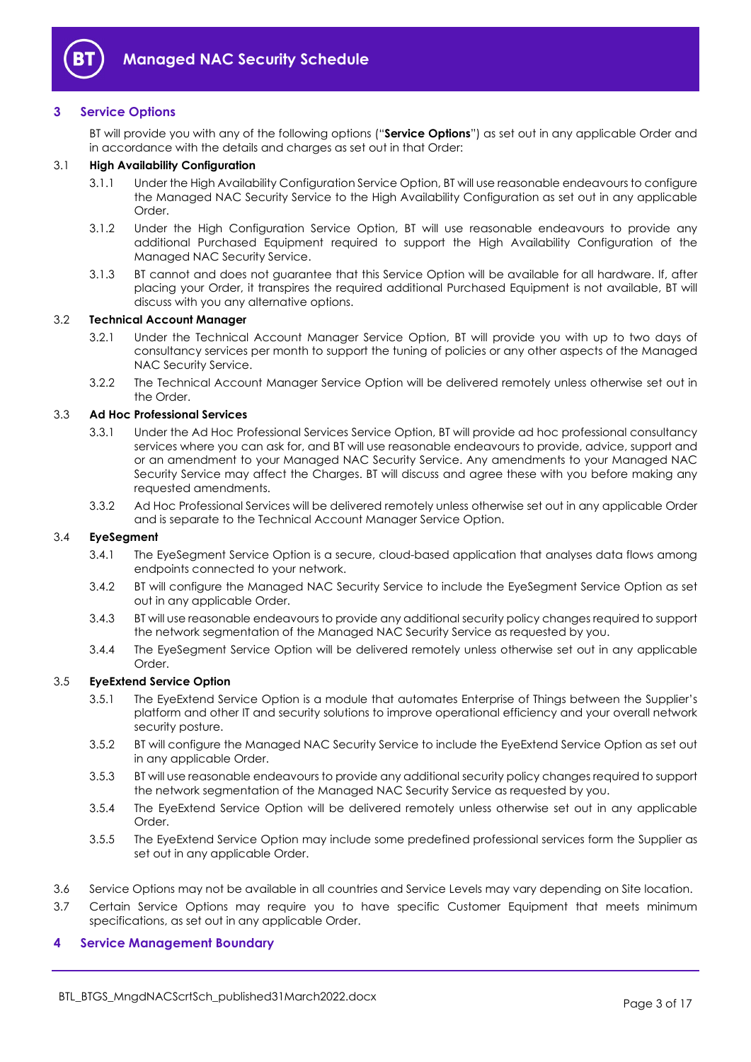## 3 Service Options

BT will provide you with any of the following options ("**Service Options**") as set out in any applicable Order and in accordance with the details and charges as set out in that Order:

### 3.1 High Availability Configuration

3.1.1 Under the High Availability Configuration Service Option, BT will use reasonable endeavours to configure the Managed NAC Security Service to the High Availability Configuration as set out in any applicable Order.

3.1.2 Under the High Configuration Service Option, BT will use reasonable endeavours to provide any additional Purchased Equipment required to support the High Availability Configuration of the Managed NAC Security Service.

3.1.3 BT cannot and does not guarantee that this Service Option will be available for all hardware. If, after placing your Order, it transpires the required additional Purchased Equipment is not available, BT will discuss with you any alternative options.

### 3.2 Technical Account Manager

3.2.1 Under the Technical Account Manager Service Option, BT will provide you with up to two days of consultancy services per month to support the tuning of policies or any other aspects of the Managed NAC Security Service.

3.2.2 The Technical Account Manager Service Option will be delivered remotely unless otherwise set out in the Order.

### 3.3 Ad Hoc Professional Services

3.3.1 Under the Ad Hoc Professional Services Service Option, BT will provide ad hoc professional consultancy services where you can ask for, and BT will use reasonable endeavours to provide, advice, support and or an amendment to your Managed NAC Security Service. Any amendments to your Managed NAC Security Service may affect the Charges. BT will discuss and agree these with you before making any requested amendments.

3.3.2 Ad Hoc Professional Services will be delivered remotely unless otherwise set out in any applicable Order and is separate to the Technical Account Manager Service Option.

### 3.4 EyeSegment

3.4.1 The EyeSegment Service Option is a secure, cloud-based application that analyses data flows among endpoints connected to your network.

3.4.2 BT will configure the Managed NAC Security Service to include the EyeSegment Service Option as set out in any applicable Order.

3.4.3 BT will use reasonable endeavours to provide any additional security policy changes required to support the network segmentation of the Managed NAC Security Service as requested by you.

3.4.4 The EyeSegment Service Option will be delivered remotely unless otherwise set out in any applicable Order.

### 3.5 EyeExtend Service Option

3.5.1 The EyeExtend Service Option is a module that automates Enterprise of Things between the Supplier's platform and other IT and security solutions to improve operational efficiency and your overall network security posture.

3.5.2 BT will configure the Managed NAC Security Service to include the EyeExtend Service Option as set out in any applicable Order.

3.5.3 BT will use reasonable endeavours to provide any additional security policy changes required to support the network segmentation of the Managed NAC Security Service as requested by you.

3.5.4 The EyeExtend Service Option will be delivered remotely unless otherwise set out in any applicable Order.

3.5.5 The EyeExtend Service Option may include some predefined professional services form the Supplier as set out in any applicable Order.

3.6 Service Options may not be available in all countries and Service Levels may vary depending on Site location.

3.7 Certain Service Options may require you to have specific Customer Equipment that meets minimum specifications, as set out in any applicable Order.

## 4 Service Management Boundary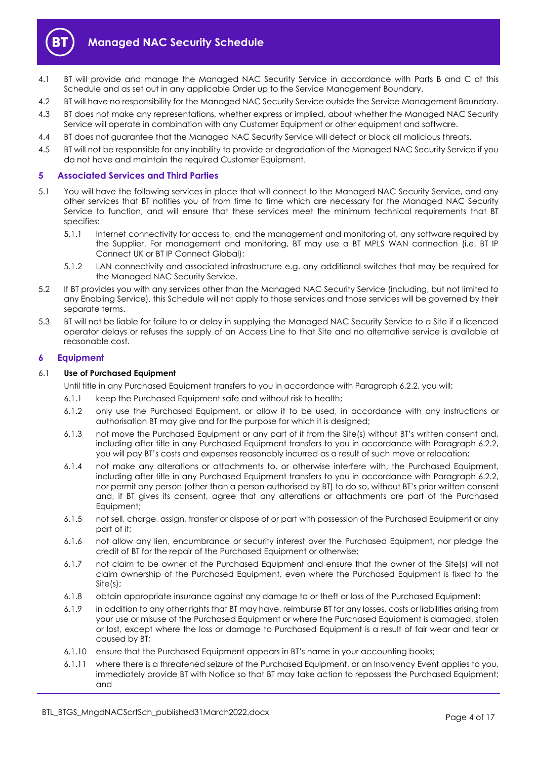4.1 BT will provide and manage the Managed NAC Security Service in accordance with Parts B and C of this Schedule and as set out in any applicable Order up to the Service Management Boundary.

4.2 BT will have no responsibility for the Managed NAC Security Service outside the Service Management Boundary.

4.3 BT does not make any representations, whether express or implied, about whether the Managed NAC Security Service will operate in combination with any Customer Equipment or other equipment and software.

4.4 BT does not guarantee that the Managed NAC Security Service will detect or block all malicious threats.

4.5 BT will not be responsible for any inability to provide or degradation of the Managed NAC Security Service if you do not have and maintain the required Customer Equipment.

## 5 Associated Services and Third Parties

5.1 You will have the following services in place that will connect to the Managed NAC Security Service, and any other services that BT notifies you of from time to time which are necessary for the Managed NAC Security Service to function, and will ensure that these services meet the minimum technical requirements that BT specifies:

5.1.1 Internet connectivity for access to, and the management and monitoring of, any software required by the Supplier. For management and monitoring, BT may use a BT MPLS WAN connection (i.e. BT IP Connect UK or BT IP Connect Global);

5.1.2 LAN connectivity and associated infrastructure e.g. any additional switches that may be required for the Managed NAC Security Service.

5.2 If BT provides you with any services other than the Managed NAC Security Service (including, but not limited to any Enabling Service), this Schedule will not apply to those services and those services will be governed by their separate terms.

5.3 BT will not be liable for failure to or delay in supplying the Managed NAC Security Service to a Site if a licenced operator delays or refuses the supply of an Access Line to that Site and no alternative service is available at reasonable cost.

## 6 Equipment

### 6.1 Use of Purchased Equipment

Until title in any Purchased Equipment transfers to you in accordance with Paragraph 6.2.2, you will:

6.1.1 keep the Purchased Equipment safe and without risk to health;

6.1.2 only use the Purchased Equipment, or allow it to be used, in accordance with any instructions or authorisation BT may give and for the purpose for which it is designed;

6.1.3 not move the Purchased Equipment or any part of it from the Site(s) without BT's written consent and, including after title in any Purchased Equipment transfers to you in accordance with Paragraph 6.2.2, you will pay BT's costs and expenses reasonably incurred as a result of such move or relocation;

6.1.4 not make any alterations or attachments to, or otherwise interfere with, the Purchased Equipment, including after title in any Purchased Equipment transfers to you in accordance with Paragraph 6.2.2, nor permit any person (other than a person authorised by BT) to do so, without BT's prior written consent and, if BT gives its consent, agree that any alterations or attachments are part of the Purchased Equipment;

6.1.5 not sell, charge, assign, transfer or dispose of or part with possession of the Purchased Equipment or any part of it;

6.1.6 not allow any lien, encumbrance or security interest over the Purchased Equipment, nor pledge the credit of BT for the repair of the Purchased Equipment or otherwise;

6.1.7 not claim to be owner of the Purchased Equipment and ensure that the owner of the Site(s) will not claim ownership of the Purchased Equipment, even where the Purchased Equipment is fixed to the Site(s);

6.1.8 obtain appropriate insurance against any damage to or theft or loss of the Purchased Equipment;

6.1.9 in addition to any other rights that BT may have, reimburse BT for any losses, costs or liabilities arising from your use or misuse of the Purchased Equipment or where the Purchased Equipment is damaged, stolen or lost, except where the loss or damage to Purchased Equipment is a result of fair wear and tear or caused by BT;

6.1.10 ensure that the Purchased Equipment appears in BT's name in your accounting books;

6.1.11 where there is a threatened seizure of the Purchased Equipment, or an Insolvency Event applies to you, immediately provide BT with Notice so that BT may take action to repossess the Purchased Equipment; and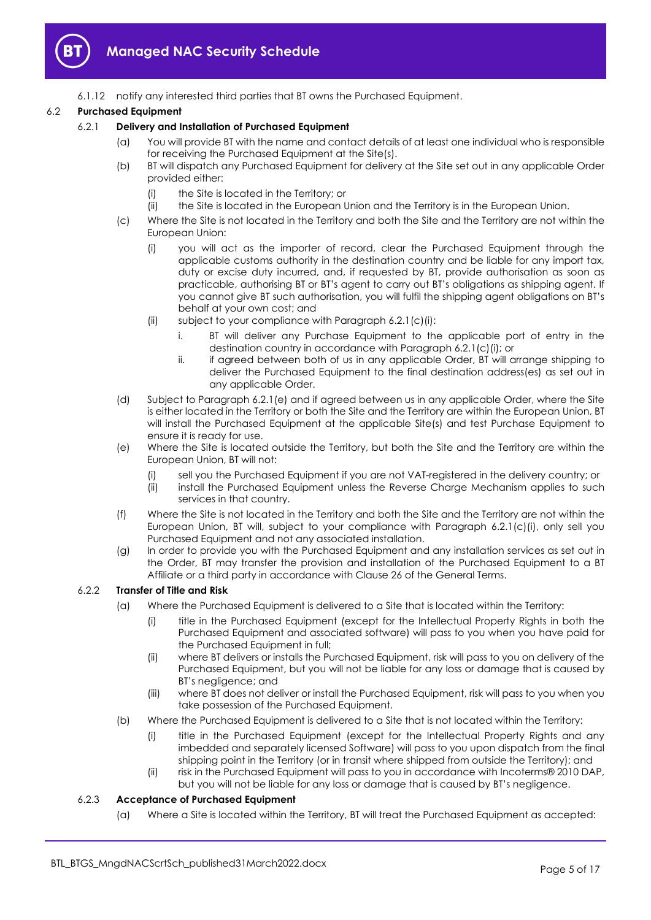6.1.12 notify any interested third parties that BT owns the Purchased Equipment.

## 6.2 Purchased Equipment

### 6.2.1 Delivery and Installation of Purchased Equipment

(a) You will provide BT with the name and contact details of at least one individual who is responsible for receiving the Purchased Equipment at the Site(s).

(b) BT will dispatch any Purchased Equipment for delivery at the Site set out in any applicable Order provided either:

(i) the Site is located in the Territory; or

(ii) the Site is located in the European Union and the Territory is in the European Union.

(c) Where the Site is not located in the Territory and both the Site and the Territory are not within the European Union:

(i) you will act as the importer of record, clear the Purchased Equipment through the applicable customs authority in the destination country and be liable for any import tax, duty or excise duty incurred, and, if requested by BT, provide authorisation as soon as practicable, authorising BT or BT's agent to carry out BT's obligations as shipping agent. If you cannot give BT such authorisation, you will fulfil the shipping agent obligations on BT's behalf at your own cost; and

(ii) subject to your compliance with Paragraph 6.2.1(c)(i):

i. BT will deliver any Purchase Equipment to the applicable port of entry in the destination country in accordance with Paragraph 6.2.1(c)(i); or

ii. if agreed between both of us in any applicable Order, BT will arrange shipping to deliver the Purchased Equipment to the final destination address(es) as set out in any applicable Order.

(d) Subject to Paragraph 6.2.1(e) and if agreed between us in any applicable Order, where the Site is either located in the Territory or both the Site and the Territory are within the European Union, BT will install the Purchased Equipment at the applicable Site(s) and test Purchase Equipment to ensure it is ready for use.

(e) Where the Site is located outside the Territory, but both the Site and the Territory are within the European Union, BT will not:

(i) sell you the Purchased Equipment if you are not VAT-registered in the delivery country; or

(ii) install the Purchased Equipment unless the Reverse Charge Mechanism applies to such services in that country.

(f) Where the Site is not located in the Territory and both the Site and the Territory are not within the European Union, BT will, subject to your compliance with Paragraph 6.2.1(c)(i), only sell you Purchased Equipment and not any associated installation.

(g) In order to provide you with the Purchased Equipment and any installation services as set out in the Order, BT may transfer the provision and installation of the Purchased Equipment to a BT Affiliate or a third party in accordance with Clause 26 of the General Terms.

### 6.2.2 Transfer of Title and Risk

(a) Where the Purchased Equipment is delivered to a Site that is located within the Territory:

(i) title in the Purchased Equipment (except for the Intellectual Property Rights in both the Purchased Equipment and associated software) will pass to you when you have paid for the Purchased Equipment in full;

(ii) where BT delivers or installs the Purchased Equipment, risk will pass to you on delivery of the Purchased Equipment, but you will not be liable for any loss or damage that is caused by BT's negligence; and

(iii) where BT does not deliver or install the Purchased Equipment, risk will pass to you when you take possession of the Purchased Equipment.

(b) Where the Purchased Equipment is delivered to a Site that is not located within the Territory:

(i) title in the Purchased Equipment (except for the Intellectual Property Rights and any imbedded and separately licensed Software) will pass to you upon dispatch from the final shipping point in the Territory (or in transit where shipped from outside the Territory); and

(ii) risk in the Purchased Equipment will pass to you in accordance with Incoterms® 2010 DAP, but you will not be liable for any loss or damage that is caused by BT's negligence.

### 6.2.3 Acceptance of Purchased Equipment

(a) Where a Site is located within the Territory, BT will treat the Purchased Equipment as accepted: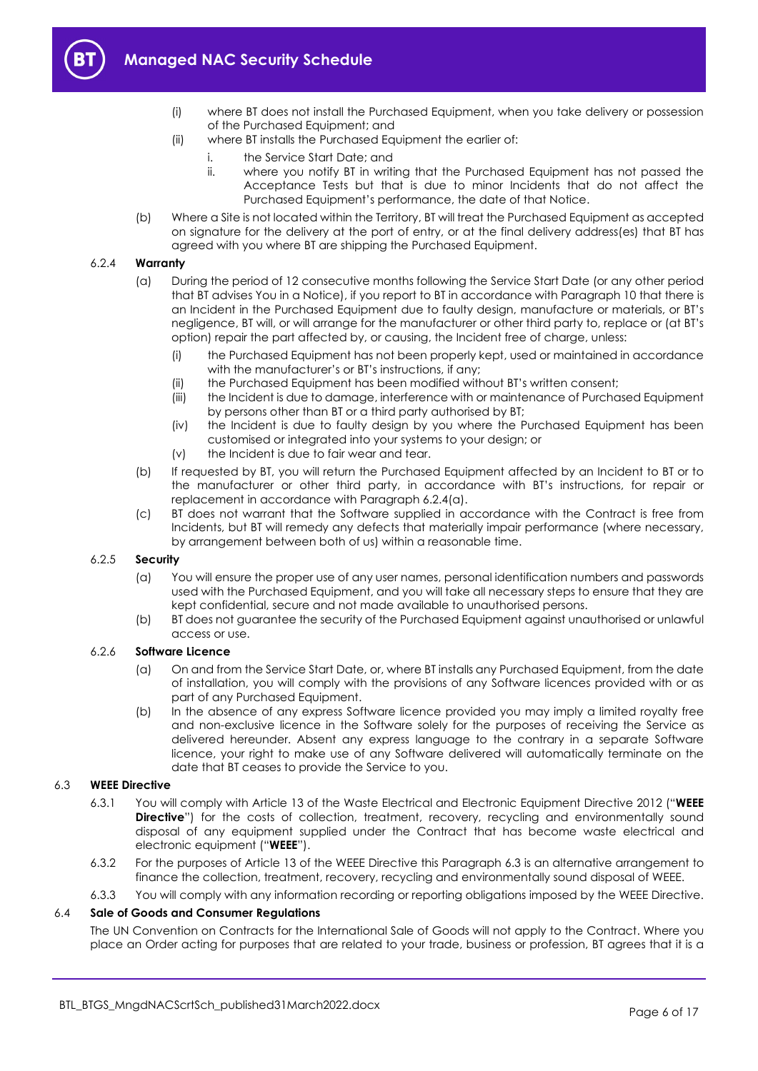(i) where BT does not install the Purchased Equipment, when you take delivery or possession of the Purchased Equipment; and

(ii) where BT installs the Purchased Equipment the earlier of:

i. the Service Start Date; and

ii. where you notify BT in writing that the Purchased Equipment has not passed the Acceptance Tests but that is due to minor Incidents that do not affect the Purchased Equipment's performance, the date of that Notice.

(b) Where a Site is not located within the Territory, BT will treat the Purchased Equipment as accepted on signature for the delivery at the port of entry, or at the final delivery address(es) that BT has agreed with you where BT are shipping the Purchased Equipment.

6.2.4 **Warranty**

(a) During the period of 12 consecutive months following the Service Start Date (or any other period that BT advises You in a Notice), if you report to BT in accordance with Paragraph 10 that there is an Incident in the Purchased Equipment due to faulty design, manufacture or materials, or BT's negligence, BT will, or will arrange for the manufacturer or other third party to, replace or (at BT's option) repair the part affected by, or causing, the Incident free of charge, unless:

(i) the Purchased Equipment has not been properly kept, used or maintained in accordance with the manufacturer's or BT's instructions, if any;

(ii) the Purchased Equipment has been modified without BT's written consent;

(iii) the Incident is due to damage, interference with or maintenance of Purchased Equipment by persons other than BT or a third party authorised by BT;

(iv) the Incident is due to faulty design by you where the Purchased Equipment has been customised or integrated into your systems to your design; or

(v) the Incident is due to fair wear and tear.

(b) If requested by BT, you will return the Purchased Equipment affected by an Incident to BT or to the manufacturer or other third party, in accordance with BT's instructions, for repair or replacement in accordance with Paragraph 6.2.4(a).

(c) BT does not warrant that the Software supplied in accordance with the Contract is free from Incidents, but BT will remedy any defects that materially impair performance (where necessary, by arrangement between both of us) within a reasonable time.

6.2.5 **Security**

(a) You will ensure the proper use of any user names, personal identification numbers and passwords used with the Purchased Equipment, and you will take all necessary steps to ensure that they are kept confidential, secure and not made available to unauthorised persons.

(b) BT does not guarantee the security of the Purchased Equipment against unauthorised or unlawful access or use.

6.2.6 **Software Licence**

(a) On and from the Service Start Date, or, where BT installs any Purchased Equipment, from the date of installation, you will comply with the provisions of any Software licences provided with or as part of any Purchased Equipment.

(b) In the absence of any express Software licence provided you may imply a limited royalty free and non-exclusive licence in the Software solely for the purposes of receiving the Service as delivered hereunder. Absent any express language to the contrary in a separate Software licence, your right to make use of any Software delivered will automatically terminate on the date that BT ceases to provide the Service to you.

### 6.3 WEEE Directive

6.3.1 You will comply with Article 13 of the Waste Electrical and Electronic Equipment Directive 2012 ("**WEEE Directive**") for the costs of collection, treatment, recovery, recycling and environmentally sound disposal of any equipment supplied under the Contract that has become waste electrical and electronic equipment ("**WEEE**").

6.3.2 For the purposes of Article 13 of the WEEE Directive this Paragraph 6.3 is an alternative arrangement to finance the collection, treatment, recovery, recycling and environmentally sound disposal of WEEE.

6.3.3 You will comply with any information recording or reporting obligations imposed by the WEEE Directive.

### 6.4 Sale of Goods and Consumer Regulations

The UN Convention on Contracts for the International Sale of Goods will not apply to the Contract. Where you place an Order acting for purposes that are related to your trade, business or profession, BT agrees that it is a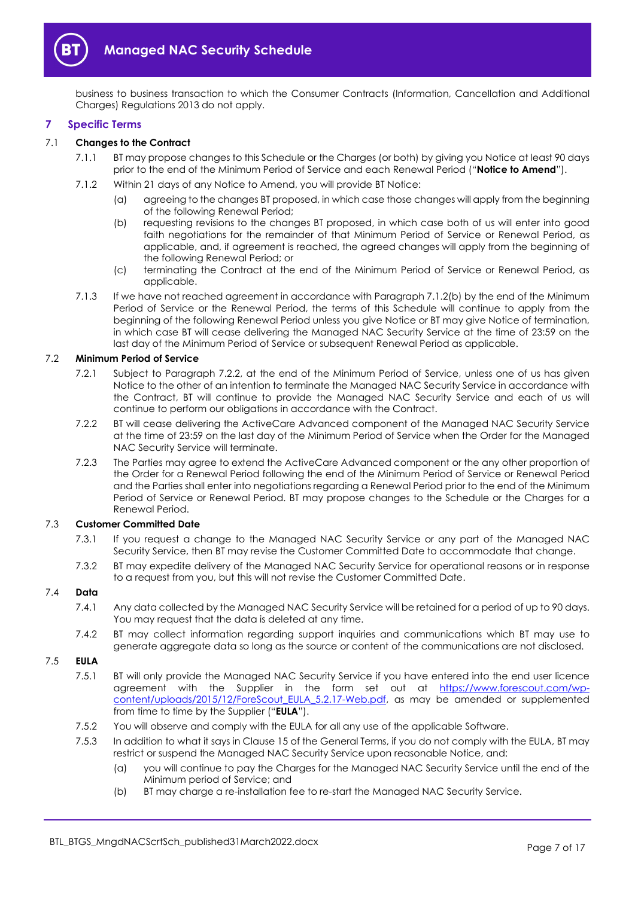business to business transaction to which the Consumer Contracts (Information, Cancellation and Additional Charges) Regulations 2013 do not apply.

## 7 Specific Terms

### 7.1 Changes to the Contract

7.1.1 BT may propose changes to this Schedule or the Charges (or both) by giving you Notice at least 90 days prior to the end of the Minimum Period of Service and each Renewal Period ("**Notice to Amend**").

7.1.2 Within 21 days of any Notice to Amend, you will provide BT Notice:

(a) agreeing to the changes BT proposed, in which case those changes will apply from the beginning of the following Renewal Period;

(b) requesting revisions to the changes BT proposed, in which case both of us will enter into good faith negotiations for the remainder of that Minimum Period of Service or Renewal Period, as applicable, and, if agreement is reached, the agreed changes will apply from the beginning of the following Renewal Period; or

(c) terminating the Contract at the end of the Minimum Period of Service or Renewal Period, as applicable.

7.1.3 If we have not reached agreement in accordance with Paragraph 7.1.2(b) by the end of the Minimum Period of Service or the Renewal Period, the terms of this Schedule will continue to apply from the beginning of the following Renewal Period unless you give Notice or BT may give Notice of termination, in which case BT will cease delivering the Managed NAC Security Service at the time of 23:59 on the last day of the Minimum Period of Service or subsequent Renewal Period as applicable.

### 7.2 Minimum Period of Service

7.2.1 Subject to Paragraph 7.2.2, at the end of the Minimum Period of Service, unless one of us has given Notice to the other of an intention to terminate the Managed NAC Security Service in accordance with the Contract, BT will continue to provide the Managed NAC Security Service and each of us will continue to perform our obligations in accordance with the Contract.

7.2.2 BT will cease delivering the ActiveCare Advanced component of the Managed NAC Security Service at the time of 23:59 on the last day of the Minimum Period of Service when the Order for the Managed NAC Security Service will terminate.

7.2.3 The Parties may agree to extend the ActiveCare Advanced component or the any other proportion of the Order for a Renewal Period following the end of the Minimum Period of Service or Renewal Period and the Parties shall enter into negotiations regarding a Renewal Period prior to the end of the Minimum Period of Service or Renewal Period. BT may propose changes to the Schedule or the Charges for a Renewal Period.

### 7.3 Customer Committed Date

7.3.1 If you request a change to the Managed NAC Security Service or any part of the Managed NAC Security Service, then BT may revise the Customer Committed Date to accommodate that change.

7.3.2 BT may expedite delivery of the Managed NAC Security Service for operational reasons or in response to a request from you, but this will not revise the Customer Committed Date.

### 7.4 Data

7.4.1 Any data collected by the Managed NAC Security Service will be retained for a period of up to 90 days. You may request that the data is deleted at any time.

7.4.2 BT may collect information regarding support inquiries and communications which BT may use to generate aggregate data so long as the source or content of the communications are not disclosed.

### 7.5 EULA

7.5.1 BT will only provide the Managed NAC Security Service if you have entered into the end user licence agreement with the Supplier in the form set out at https://www.forescout.com/wp-content/uploads/2015/12/ForeScout_EULA_5.2.17-Web.pdf, as may be amended or supplemented from time to time by the Supplier ("**EULA**").

7.5.2 You will observe and comply with the EULA for all any use of the applicable Software.

7.5.3 In addition to what it says in Clause 15 of the General Terms, if you do not comply with the EULA, BT may restrict or suspend the Managed NAC Security Service upon reasonable Notice, and:

(a) you will continue to pay the Charges for the Managed NAC Security Service until the end of the Minimum period of Service; and

(b) BT may charge a re-installation fee to re-start the Managed NAC Security Service.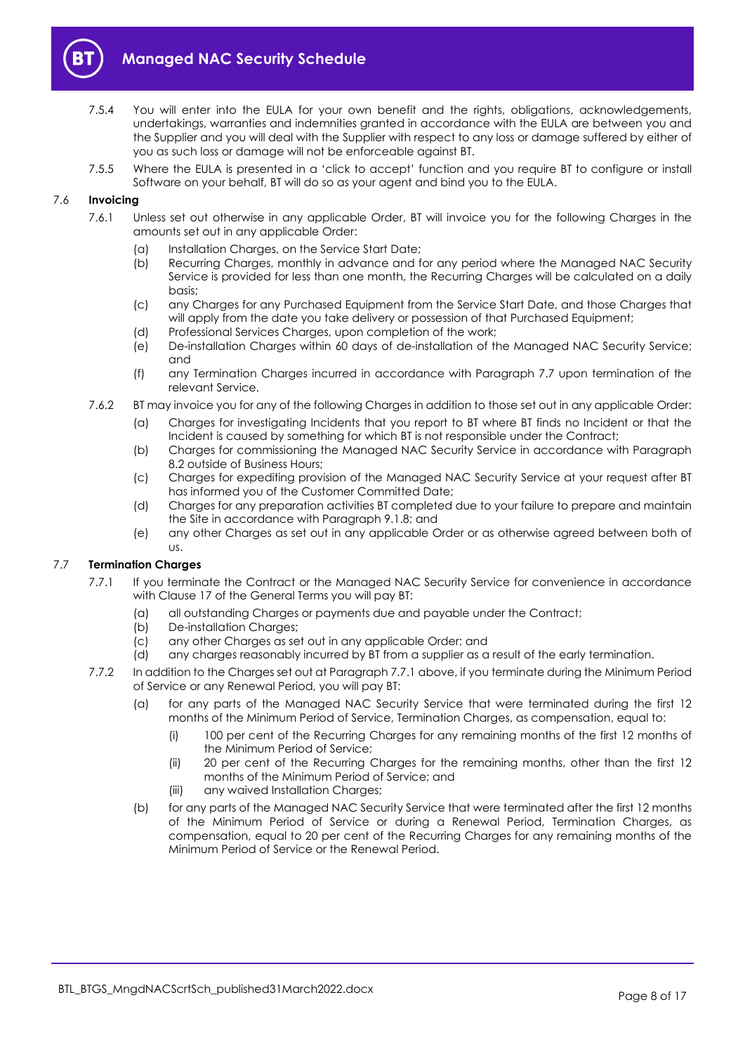7.5.4 You will enter into the EULA for your own benefit and the rights, obligations, acknowledgements, undertakings, warranties and indemnities granted in accordance with the EULA are between you and the Supplier and you will deal with the Supplier with respect to any loss or damage suffered by either of you as such loss or damage will not be enforceable against BT.

7.5.5 Where the EULA is presented in a 'click to accept' function and you require BT to configure or install Software on your behalf, BT will do so as your agent and bind you to the EULA.

### 7.6 Invoicing

7.6.1 Unless set out otherwise in any applicable Order, BT will invoice you for the following Charges in the amounts set out in any applicable Order:

(a) Installation Charges, on the Service Start Date;

(b) Recurring Charges, monthly in advance and for any period where the Managed NAC Security Service is provided for less than one month, the Recurring Charges will be calculated on a daily basis;

(c) any Charges for any Purchased Equipment from the Service Start Date, and those Charges that will apply from the date you take delivery or possession of that Purchased Equipment;

(d) Professional Services Charges, upon completion of the work;

(e) De-installation Charges within 60 days of de-installation of the Managed NAC Security Service; and

(f) any Termination Charges incurred in accordance with Paragraph 7.7 upon termination of the relevant Service.

7.6.2 BT may invoice you for any of the following Charges in addition to those set out in any applicable Order:

(a) Charges for investigating Incidents that you report to BT where BT finds no Incident or that the Incident is caused by something for which BT is not responsible under the Contract;

(b) Charges for commissioning the Managed NAC Security Service in accordance with Paragraph 8.2 outside of Business Hours;

(c) Charges for expediting provision of the Managed NAC Security Service at your request after BT has informed you of the Customer Committed Date;

(d) Charges for any preparation activities BT completed due to your failure to prepare and maintain the Site in accordance with Paragraph 9.1.8; and

(e) any other Charges as set out in any applicable Order or as otherwise agreed between both of us.

### 7.7 Termination Charges

7.7.1 If you terminate the Contract or the Managed NAC Security Service for convenience in accordance with Clause 17 of the General Terms you will pay BT:

(a) all outstanding Charges or payments due and payable under the Contract;

(b) De-installation Charges;

(c) any other Charges as set out in any applicable Order; and

(d) any charges reasonably incurred by BT from a supplier as a result of the early termination.

7.7.2 In addition to the Charges set out at Paragraph 7.7.1 above, if you terminate during the Minimum Period of Service or any Renewal Period, you will pay BT:

(a) for any parts of the Managed NAC Security Service that were terminated during the first 12 months of the Minimum Period of Service, Termination Charges, as compensation, equal to:

(i) 100 per cent of the Recurring Charges for any remaining months of the first 12 months of the Minimum Period of Service;

(ii) 20 per cent of the Recurring Charges for the remaining months, other than the first 12 months of the Minimum Period of Service; and

(iii) any waived Installation Charges;

(b) for any parts of the Managed NAC Security Service that were terminated after the first 12 months of the Minimum Period of Service or during a Renewal Period, Termination Charges, as compensation, equal to 20 per cent of the Recurring Charges for any remaining months of the Minimum Period of Service or the Renewal Period.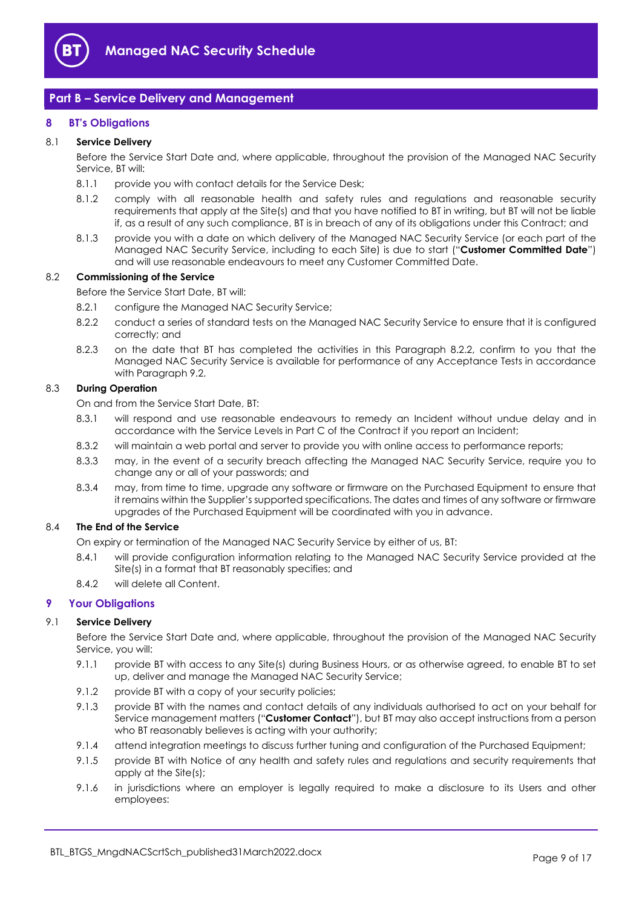## Part B – Service Delivery and Management

### 8 BT's Obligations

**8.1 Service Delivery**

Before the Service Start Date and, where applicable, throughout the provision of the Managed NAC Security Service, BT will:

8.1.1 provide you with contact details for the Service Desk;

8.1.2 comply with all reasonable health and safety rules and regulations and reasonable security requirements that apply at the Site(s) and that you have notified to BT in writing, but BT will not be liable if, as a result of any such compliance, BT is in breach of any of its obligations under this Contract; and

8.1.3 provide you with a date on which delivery of the Managed NAC Security Service (or each part of the Managed NAC Security Service, including to each Site) is due to start ("**Customer Committed Date**") and will use reasonable endeavours to meet any Customer Committed Date.

**8.2 Commissioning of the Service**

Before the Service Start Date, BT will:

8.2.1 configure the Managed NAC Security Service;

8.2.2 conduct a series of standard tests on the Managed NAC Security Service to ensure that it is configured correctly; and

8.2.3 on the date that BT has completed the activities in this Paragraph 8.2.2, confirm to you that the Managed NAC Security Service is available for performance of any Acceptance Tests in accordance with Paragraph 9.2.

**8.3 During Operation**

On and from the Service Start Date, BT:

8.3.1 will respond and use reasonable endeavours to remedy an Incident without undue delay and in accordance with the Service Levels in Part C of the Contract if you report an Incident;

8.3.2 will maintain a web portal and server to provide you with online access to performance reports;

8.3.3 may, in the event of a security breach affecting the Managed NAC Security Service, require you to change any or all of your passwords; and

8.3.4 may, from time to time, upgrade any software or firmware on the Purchased Equipment to ensure that it remains within the Supplier's supported specifications. The dates and times of any software or firmware upgrades of the Purchased Equipment will be coordinated with you in advance.

**8.4 The End of the Service**

On expiry or termination of the Managed NAC Security Service by either of us, BT:

8.4.1 will provide configuration information relating to the Managed NAC Security Service provided at the Site(s) in a format that BT reasonably specifies; and

8.4.2 will delete all Content.

### 9 Your Obligations

**9.1 Service Delivery**

Before the Service Start Date and, where applicable, throughout the provision of the Managed NAC Security Service, you will:

9.1.1 provide BT with access to any Site(s) during Business Hours, or as otherwise agreed, to enable BT to set up, deliver and manage the Managed NAC Security Service;

9.1.2 provide BT with a copy of your security policies;

9.1.3 provide BT with the names and contact details of any individuals authorised to act on your behalf for Service management matters ("**Customer Contact**"), but BT may also accept instructions from a person who BT reasonably believes is acting with your authority;

9.1.4 attend integration meetings to discuss further tuning and configuration of the Purchased Equipment;

9.1.5 provide BT with Notice of any health and safety rules and regulations and security requirements that apply at the Site(s);

9.1.6 in jurisdictions where an employer is legally required to make a disclosure to its Users and other employees: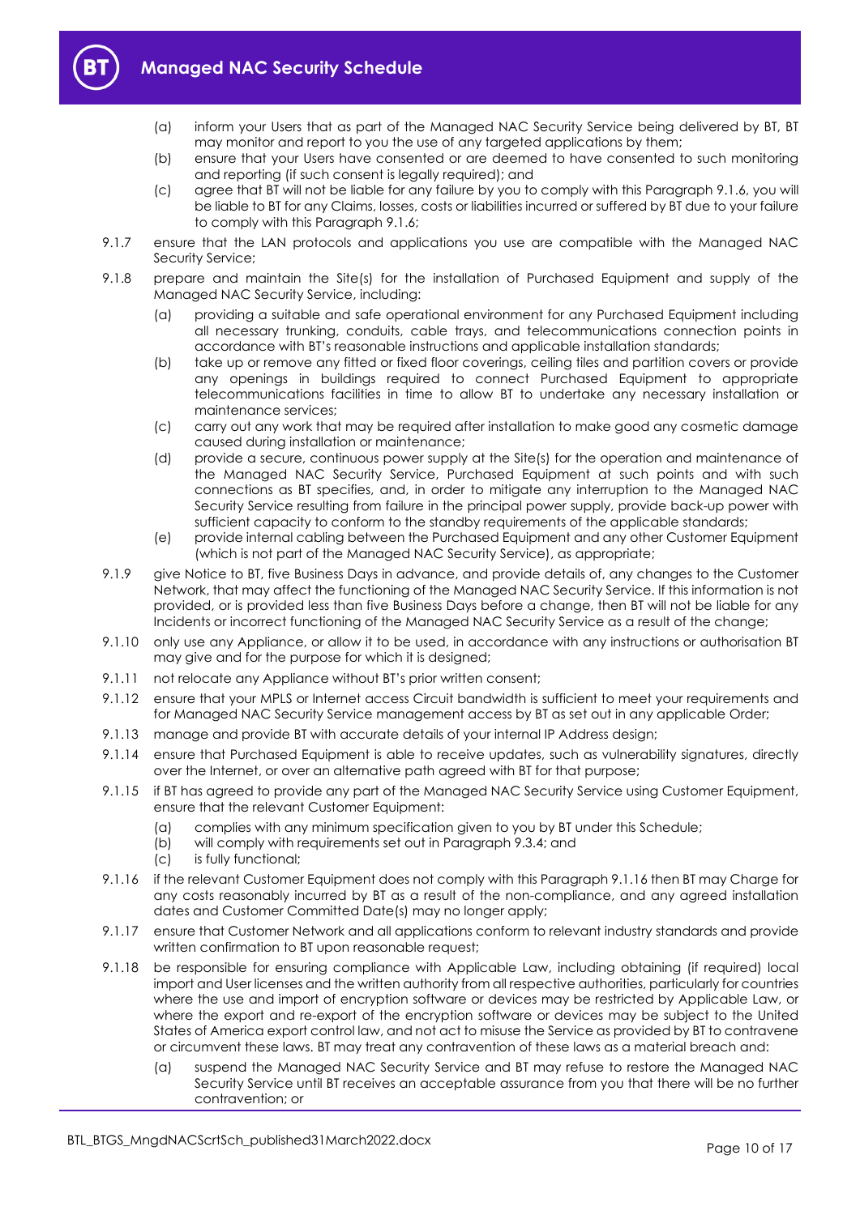(a) inform your Users that as part of the Managed NAC Security Service being delivered by BT, BT may monitor and report to you the use of any targeted applications by them;

(b) ensure that your Users have consented or are deemed to have consented to such monitoring and reporting (if such consent is legally required); and

(c) agree that BT will not be liable for any failure by you to comply with this Paragraph 9.1.6, you will be liable to BT for any Claims, losses, costs or liabilities incurred or suffered by BT due to your failure to comply with this Paragraph 9.1.6;

9.1.7 ensure that the LAN protocols and applications you use are compatible with the Managed NAC Security Service;

9.1.8 prepare and maintain the Site(s) for the installation of Purchased Equipment and supply of the Managed NAC Security Service, including:

(a) providing a suitable and safe operational environment for any Purchased Equipment including all necessary trunking, conduits, cable trays, and telecommunications connection points in accordance with BT's reasonable instructions and applicable installation standards;

(b) take up or remove any fitted or fixed floor coverings, ceiling tiles and partition covers or provide any openings in buildings required to connect Purchased Equipment to appropriate telecommunications facilities in time to allow BT to undertake any necessary installation or maintenance services;

(c) carry out any work that may be required after installation to make good any cosmetic damage caused during installation or maintenance;

(d) provide a secure, continuous power supply at the Site(s) for the operation and maintenance of the Managed NAC Security Service, Purchased Equipment at such points and with such connections as BT specifies, and, in order to mitigate any interruption to the Managed NAC Security Service resulting from failure in the principal power supply, provide back-up power with sufficient capacity to conform to the standby requirements of the applicable standards;

(e) provide internal cabling between the Purchased Equipment and any other Customer Equipment (which is not part of the Managed NAC Security Service), as appropriate;

9.1.9 give Notice to BT, five Business Days in advance, and provide details of, any changes to the Customer Network, that may affect the functioning of the Managed NAC Security Service. If this information is not provided, or is provided less than five Business Days before a change, then BT will not be liable for any Incidents or incorrect functioning of the Managed NAC Security Service as a result of the change;

9.1.10 only use any Appliance, or allow it to be used, in accordance with any instructions or authorisation BT may give and for the purpose for which it is designed;

9.1.11 not relocate any Appliance without BT's prior written consent;

9.1.12 ensure that your MPLS or Internet access Circuit bandwidth is sufficient to meet your requirements and for Managed NAC Security Service management access by BT as set out in any applicable Order;

9.1.13 manage and provide BT with accurate details of your internal IP Address design;

9.1.14 ensure that Purchased Equipment is able to receive updates, such as vulnerability signatures, directly over the Internet, or over an alternative path agreed with BT for that purpose;

9.1.15 if BT has agreed to provide any part of the Managed NAC Security Service using Customer Equipment, ensure that the relevant Customer Equipment:

(a) complies with any minimum specification given to you by BT under this Schedule;

(b) will comply with requirements set out in Paragraph 9.3.4; and

(c) is fully functional;

9.1.16 if the relevant Customer Equipment does not comply with this Paragraph 9.1.16 then BT may Charge for any costs reasonably incurred by BT as a result of the non-compliance, and any agreed installation dates and Customer Committed Date(s) may no longer apply;

9.1.17 ensure that Customer Network and all applications conform to relevant industry standards and provide written confirmation to BT upon reasonable request;

9.1.18 be responsible for ensuring compliance with Applicable Law, including obtaining (if required) local import and User licenses and the written authority from all respective authorities, particularly for countries where the use and import of encryption software or devices may be restricted by Applicable Law, or where the export and re-export of the encryption software or devices may be subject to the United States of America export control law, and not act to misuse the Service as provided by BT to contravene or circumvent these laws. BT may treat any contravention of these laws as a material breach and:

(a) suspend the Managed NAC Security Service and BT may refuse to restore the Managed NAC Security Service until BT receives an acceptable assurance from you that there will be no further contravention; or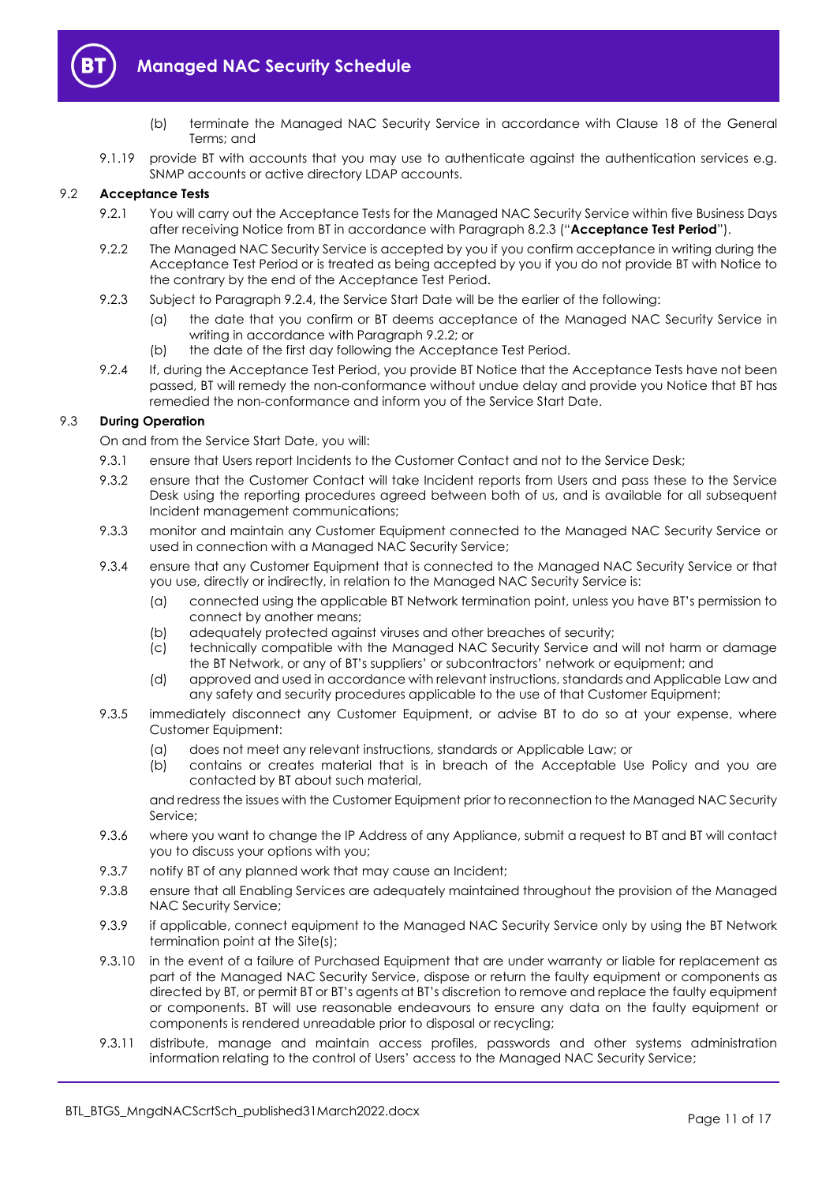(b) terminate the Managed NAC Security Service in accordance with Clause 18 of the General Terms; and

9.1.19 provide BT with accounts that you may use to authenticate against the authentication services e.g. SNMP accounts or active directory LDAP accounts.

### 9.2 Acceptance Tests

9.2.1 You will carry out the Acceptance Tests for the Managed NAC Security Service within five Business Days after receiving Notice from BT in accordance with Paragraph 8.2.3 ("**Acceptance Test Period**").

9.2.2 The Managed NAC Security Service is accepted by you if you confirm acceptance in writing during the Acceptance Test Period or is treated as being accepted by you if you do not provide BT with Notice to the contrary by the end of the Acceptance Test Period.

9.2.3 Subject to Paragraph 9.2.4, the Service Start Date will be the earlier of the following:

(a) the date that you confirm or BT deems acceptance of the Managed NAC Security Service in writing in accordance with Paragraph 9.2.2; or

(b) the date of the first day following the Acceptance Test Period.

9.2.4 If, during the Acceptance Test Period, you provide BT Notice that the Acceptance Tests have not been passed, BT will remedy the non-conformance without undue delay and provide you Notice that BT has remedied the non-conformance and inform you of the Service Start Date.

### 9.3 During Operation

On and from the Service Start Date, you will:

9.3.1 ensure that Users report Incidents to the Customer Contact and not to the Service Desk;

9.3.2 ensure that the Customer Contact will take Incident reports from Users and pass these to the Service Desk using the reporting procedures agreed between both of us, and is available for all subsequent Incident management communications;

9.3.3 monitor and maintain any Customer Equipment connected to the Managed NAC Security Service or used in connection with a Managed NAC Security Service;

9.3.4 ensure that any Customer Equipment that is connected to the Managed NAC Security Service or that you use, directly or indirectly, in relation to the Managed NAC Security Service is:

(a) connected using the applicable BT Network termination point, unless you have BT's permission to connect by another means;

(b) adequately protected against viruses and other breaches of security;

(c) technically compatible with the Managed NAC Security Service and will not harm or damage the BT Network, or any of BT's suppliers' or subcontractors' network or equipment; and

(d) approved and used in accordance with relevant instructions, standards and Applicable Law and any safety and security procedures applicable to the use of that Customer Equipment;

9.3.5 immediately disconnect any Customer Equipment, or advise BT to do so at your expense, where Customer Equipment:

(a) does not meet any relevant instructions, standards or Applicable Law; or

(b) contains or creates material that is in breach of the Acceptable Use Policy and you are contacted by BT about such material,

and redress the issues with the Customer Equipment prior to reconnection to the Managed NAC Security Service;

9.3.6 where you want to change the IP Address of any Appliance, submit a request to BT and BT will contact you to discuss your options with you;

9.3.7 notify BT of any planned work that may cause an Incident;

9.3.8 ensure that all Enabling Services are adequately maintained throughout the provision of the Managed NAC Security Service;

9.3.9 if applicable, connect equipment to the Managed NAC Security Service only by using the BT Network termination point at the Site(s);

9.3.10 in the event of a failure of Purchased Equipment that are under warranty or liable for replacement as part of the Managed NAC Security Service, dispose or return the faulty equipment or components as directed by BT, or permit BT or BT's agents at BT's discretion to remove and replace the faulty equipment or components. BT will use reasonable endeavours to ensure any data on the faulty equipment or components is rendered unreadable prior to disposal or recycling;

9.3.11 distribute, manage and maintain access profiles, passwords and other systems administration information relating to the control of Users' access to the Managed NAC Security Service;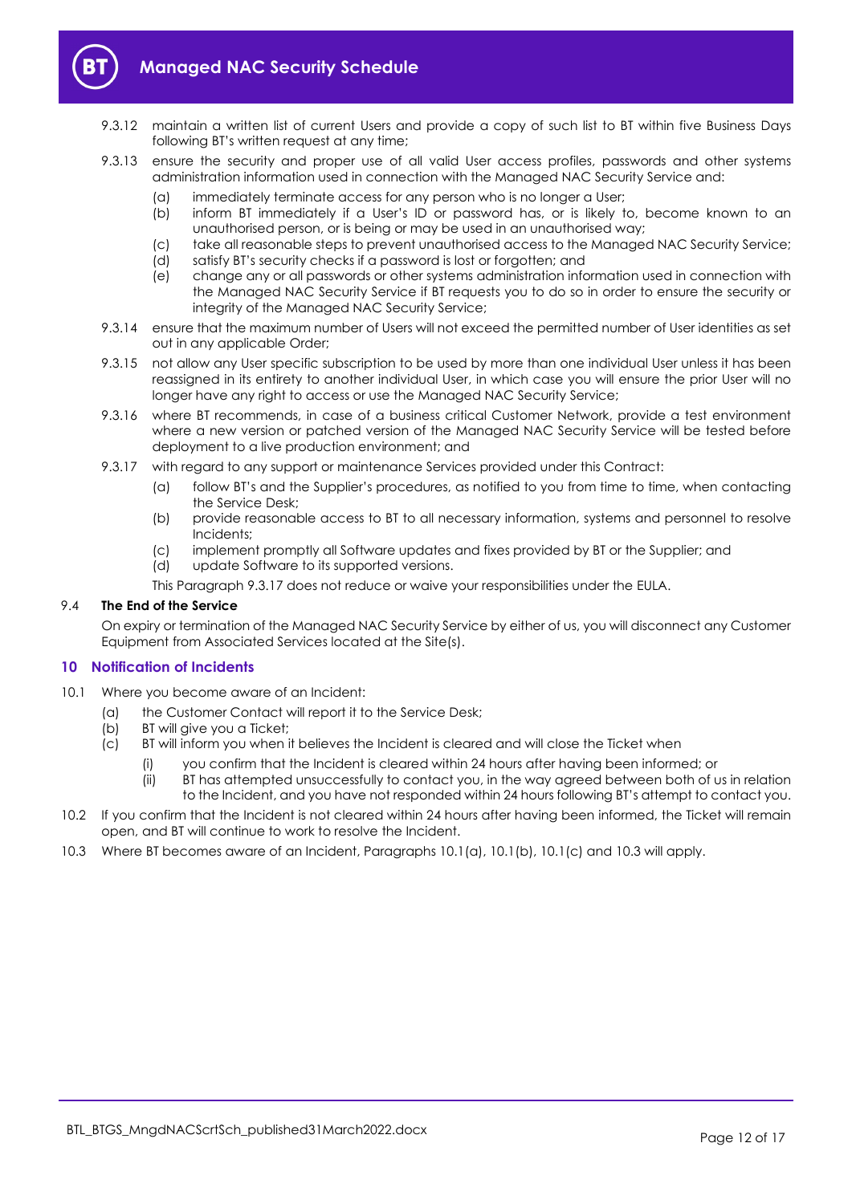9.3.12 maintain a written list of current Users and provide a copy of such list to BT within five Business Days following BT's written request at any time;

9.3.13 ensure the security and proper use of all valid User access profiles, passwords and other systems administration information used in connection with the Managed NAC Security Service and:

(a) immediately terminate access for any person who is no longer a User;

(b) inform BT immediately if a User's ID or password has, or is likely to, become known to an unauthorised person, or is being or may be used in an unauthorised way;

(c) take all reasonable steps to prevent unauthorised access to the Managed NAC Security Service;

(d) satisfy BT's security checks if a password is lost or forgotten; and

(e) change any or all passwords or other systems administration information used in connection with the Managed NAC Security Service if BT requests you to do so in order to ensure the security or integrity of the Managed NAC Security Service;

9.3.14 ensure that the maximum number of Users will not exceed the permitted number of User identities as set out in any applicable Order;

9.3.15 not allow any User specific subscription to be used by more than one individual User unless it has been reassigned in its entirety to another individual User, in which case you will ensure the prior User will no longer have any right to access or use the Managed NAC Security Service;

9.3.16 where BT recommends, in case of a business critical Customer Network, provide a test environment where a new version or patched version of the Managed NAC Security Service will be tested before deployment to a live production environment; and

9.3.17 with regard to any support or maintenance Services provided under this Contract:

(a) follow BT's and the Supplier's procedures, as notified to you from time to time, when contacting the Service Desk;

(b) provide reasonable access to BT to all necessary information, systems and personnel to resolve Incidents;

(c) implement promptly all Software updates and fixes provided by BT or the Supplier; and

(d) update Software to its supported versions.

This Paragraph 9.3.17 does not reduce or waive your responsibilities under the EULA.

9.4 **The End of the Service**

On expiry or termination of the Managed NAC Security Service by either of us, you will disconnect any Customer Equipment from Associated Services located at the Site(s).

## 10 Notification of Incidents

10.1 Where you become aware of an Incident:

(a) the Customer Contact will report it to the Service Desk;

(b) BT will give you a Ticket;

(c) BT will inform you when it believes the Incident is cleared and will close the Ticket when

(i) you confirm that the Incident is cleared within 24 hours after having been informed; or

(ii) BT has attempted unsuccessfully to contact you, in the way agreed between both of us in relation to the Incident, and you have not responded within 24 hours following BT's attempt to contact you.

10.2 If you confirm that the Incident is not cleared within 24 hours after having been informed, the Ticket will remain open, and BT will continue to work to resolve the Incident.

10.3 Where BT becomes aware of an Incident, Paragraphs 10.1(a), 10.1(b), 10.1(c) and 10.3 will apply.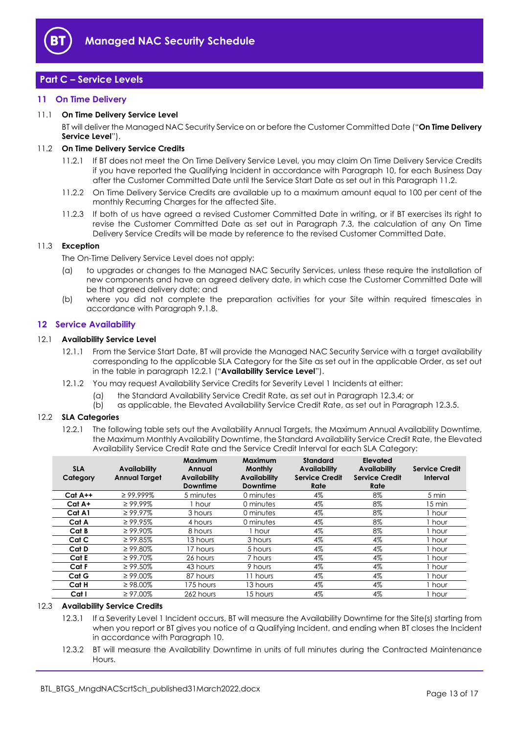## Part C – Service Levels

### 11 On Time Delivery

11.1 **On Time Delivery Service Level**

BT will deliver the Managed NAC Security Service on or before the Customer Committed Date ("**On Time Delivery Service Level**").

11.2 **On Time Delivery Service Credits**

11.2.1 If BT does not meet the On Time Delivery Service Level, you may claim On Time Delivery Service Credits if you have reported the Qualifying Incident in accordance with Paragraph 10, for each Business Day after the Customer Committed Date until the Service Start Date as set out in this Paragraph 11.2.

11.2.2 On Time Delivery Service Credits are available up to a maximum amount equal to 100 per cent of the monthly Recurring Charges for the affected Site.

11.2.3 If both of us have agreed a revised Customer Committed Date in writing, or if BT exercises its right to revise the Customer Committed Date as set out in Paragraph 7.3, the calculation of any On Time Delivery Service Credits will be made by reference to the revised Customer Committed Date.

11.3 **Exception**

The On-Time Delivery Service Level does not apply:

(a) to upgrades or changes to the Managed NAC Security Services, unless these require the installation of new components and have an agreed delivery date, in which case the Customer Committed Date will be that agreed delivery date; and

(b) where you did not complete the preparation activities for your Site within required timescales in accordance with Paragraph 9.1.8.

### 12 Service Availability

12.1 **Availability Service Level**

12.1.1 From the Service Start Date, BT will provide the Managed NAC Security Service with a target availability corresponding to the applicable SLA Category for the Site as set out in the applicable Order, as set out in the table in paragraph 12.2.1 ("**Availability Service Level**").

12.1.2 You may request Availability Service Credits for Severity Level 1 Incidents at either:

(a) the Standard Availability Service Credit Rate, as set out in Paragraph 12.3.4; or

(b) as applicable, the Elevated Availability Service Credit Rate, as set out in Paragraph 12.3.5.

12.2 **SLA Categories**

12.2.1 The following table sets out the Availability Annual Targets, the Maximum Annual Availability Downtime, the Maximum Monthly Availability Downtime, the Standard Availability Service Credit Rate, the Elevated Availability Service Credit Rate and the Service Credit Interval for each SLA Category:

| SLA Category | Availability Annual Target | Maximum Annual Availability Downtime | Maximum Monthly Availability Downtime | Standard Availability Service Credit Rate | Elevated Availability Service Credit Rate | Service Credit Interval |
|---|---|---|---|---|---|---|
| **Cat A++** | ≥ 99.999% | 5 minutes | 0 minutes | 4% | 8% | 5 min |
| **Cat A+** | ≥ 99.99% | 1 hour | 0 minutes | 4% | 8% | 15 min |
| **Cat A1** | ≥ 99.97% | 3 hours | 0 minutes | 4% | 8% | 1 hour |
| **Cat A** | ≥ 99.95% | 4 hours | 0 minutes | 4% | 8% | 1 hour |
| **Cat B** | ≥ 99.90% | 8 hours | 1 hour | 4% | 8% | 1 hour |
| **Cat C** | ≥ 99.85% | 13 hours | 3 hours | 4% | 4% | 1 hour |
| **Cat D** | ≥ 99.80% | 17 hours | 5 hours | 4% | 4% | 1 hour |
| **Cat E** | ≥ 99.70% | 26 hours | 7 hours | 4% | 4% | 1 hour |
| **Cat F** | ≥ 99.50% | 43 hours | 9 hours | 4% | 4% | 1 hour |
| **Cat G** | ≥ 99.00% | 87 hours | 11 hours | 4% | 4% | 1 hour |
| **Cat H** | ≥ 98.00% | 175 hours | 13 hours | 4% | 4% | 1 hour |
| **Cat I** | ≥ 97.00% | 262 hours | 15 hours | 4% | 4% | 1 hour |

12.3 **Availability Service Credits**

12.3.1 If a Severity Level 1 Incident occurs, BT will measure the Availability Downtime for the Site(s) starting from when you report or BT gives you notice of a Qualifying Incident, and ending when BT closes the Incident in accordance with Paragraph 10.

12.3.2 BT will measure the Availability Downtime in units of full minutes during the Contracted Maintenance Hours.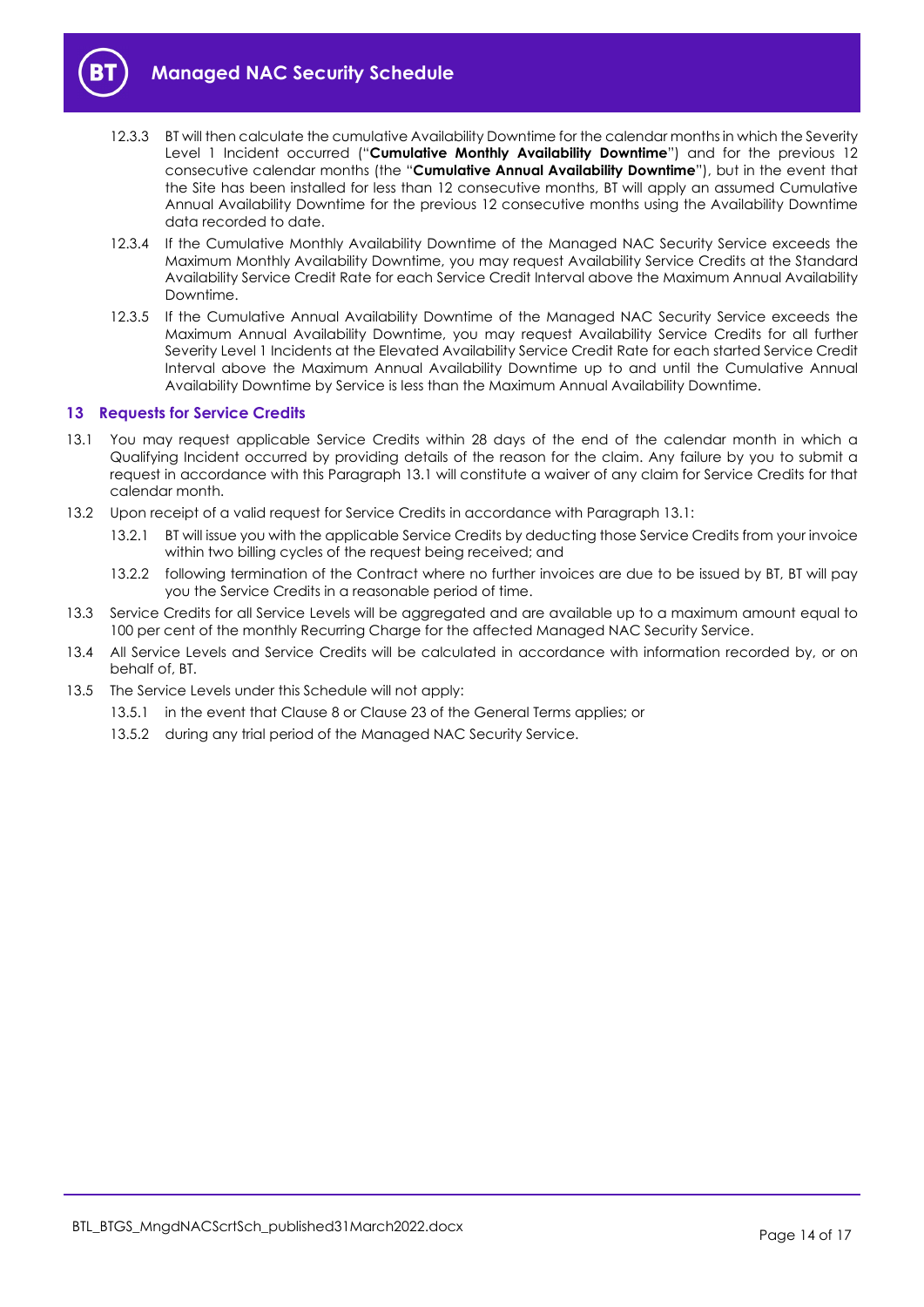12.3.3 BT will then calculate the cumulative Availability Downtime for the calendar months in which the Severity Level 1 Incident occurred ("**Cumulative Monthly Availability Downtime**") and for the previous 12 consecutive calendar months (the "**Cumulative Annual Availability Downtime**"), but in the event that the Site has been installed for less than 12 consecutive months, BT will apply an assumed Cumulative Annual Availability Downtime for the previous 12 consecutive months using the Availability Downtime data recorded to date.

12.3.4 If the Cumulative Monthly Availability Downtime of the Managed NAC Security Service exceeds the Maximum Monthly Availability Downtime, you may request Availability Service Credits at the Standard Availability Service Credit Rate for each Service Credit Interval above the Maximum Annual Availability Downtime.

12.3.5 If the Cumulative Annual Availability Downtime of the Managed NAC Security Service exceeds the Maximum Annual Availability Downtime, you may request Availability Service Credits for all further Severity Level 1 Incidents at the Elevated Availability Service Credit Rate for each started Service Credit Interval above the Maximum Annual Availability Downtime up to and until the Cumulative Annual Availability Downtime by Service is less than the Maximum Annual Availability Downtime.

## 13 Requests for Service Credits

13.1 You may request applicable Service Credits within 28 days of the end of the calendar month in which a Qualifying Incident occurred by providing details of the reason for the claim. Any failure by you to submit a request in accordance with this Paragraph 13.1 will constitute a waiver of any claim for Service Credits for that calendar month.

13.2 Upon receipt of a valid request for Service Credits in accordance with Paragraph 13.1:

13.2.1 BT will issue you with the applicable Service Credits by deducting those Service Credits from your invoice within two billing cycles of the request being received; and

13.2.2 following termination of the Contract where no further invoices are due to be issued by BT, BT will pay you the Service Credits in a reasonable period of time.

13.3 Service Credits for all Service Levels will be aggregated and are available up to a maximum amount equal to 100 per cent of the monthly Recurring Charge for the affected Managed NAC Security Service.

13.4 All Service Levels and Service Credits will be calculated in accordance with information recorded by, or on behalf of, BT.

13.5 The Service Levels under this Schedule will not apply:

13.5.1 in the event that Clause 8 or Clause 23 of the General Terms applies; or

13.5.2 during any trial period of the Managed NAC Security Service.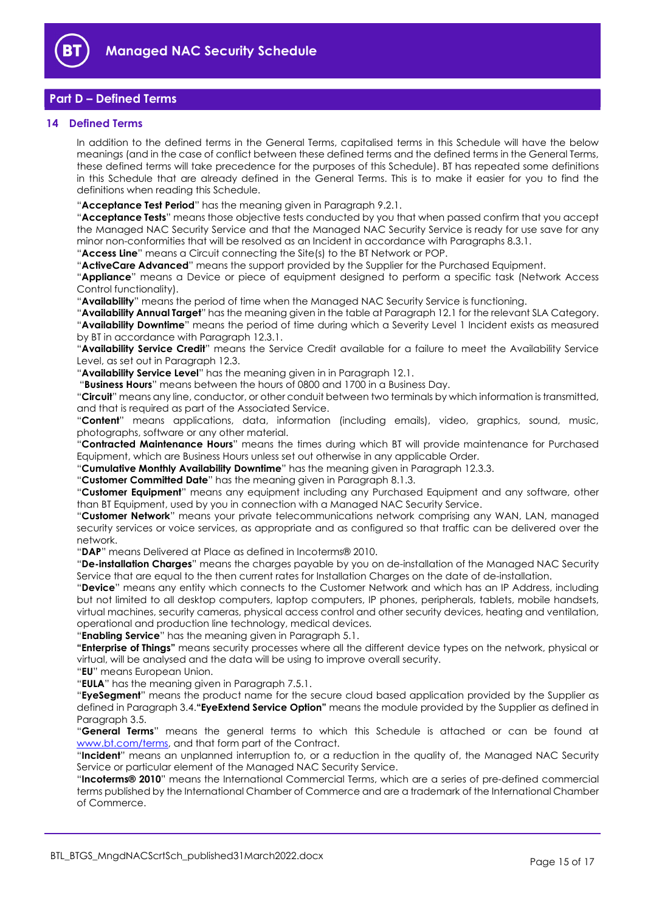## Part D – Defined Terms

### 14 Defined Terms

In addition to the defined terms in the General Terms, capitalised terms in this Schedule will have the below meanings (and in the case of conflict between these defined terms and the defined terms in the General Terms, these defined terms will take precedence for the purposes of this Schedule). BT has repeated some definitions in this Schedule that are already defined in the General Terms. This is to make it easier for you to find the definitions when reading this Schedule.

"**Acceptance Test Period**" has the meaning given in Paragraph 9.2.1.

"**Acceptance Tests**" means those objective tests conducted by you that when passed confirm that you accept the Managed NAC Security Service and that the Managed NAC Security Service is ready for use save for any minor non-conformities that will be resolved as an Incident in accordance with Paragraphs 8.3.1.

"**Access Line**" means a Circuit connecting the Site(s) to the BT Network or POP.

"**ActiveCare Advanced**" means the support provided by the Supplier for the Purchased Equipment.

"**Appliance**" means a Device or piece of equipment designed to perform a specific task (Network Access Control functionality).

"**Availability**" means the period of time when the Managed NAC Security Service is functioning.

"**Availability Annual Target**" has the meaning given in the table at Paragraph 12.1 for the relevant SLA Category.

"**Availability Downtime**" means the period of time during which a Severity Level 1 Incident exists as measured by BT in accordance with Paragraph 12.3.1.

"**Availability Service Credit**" means the Service Credit available for a failure to meet the Availability Service Level, as set out in Paragraph 12.3.

"**Availability Service Level**" has the meaning given in in Paragraph 12.1.

"**Business Hours**" means between the hours of 0800 and 1700 in a Business Day.

"**Circuit**" means any line, conductor, or other conduit between two terminals by which information is transmitted, and that is required as part of the Associated Service.

"**Content**" means applications, data, information (including emails), video, graphics, sound, music, photographs, software or any other material.

"**Contracted Maintenance Hours**" means the times during which BT will provide maintenance for Purchased Equipment, which are Business Hours unless set out otherwise in any applicable Order.

"**Cumulative Monthly Availability Downtime**" has the meaning given in Paragraph 12.3.3.

"**Customer Committed Date**" has the meaning given in Paragraph 8.1.3.

"**Customer Equipment**" means any equipment including any Purchased Equipment and any software, other than BT Equipment, used by you in connection with a Managed NAC Security Service.

"**Customer Network**" means your private telecommunications network comprising any WAN, LAN, managed security services or voice services, as appropriate and as configured so that traffic can be delivered over the network.

"**DAP**" means Delivered at Place as defined in Incoterms® 2010.

"**De-installation Charges**" means the charges payable by you on de-installation of the Managed NAC Security Service that are equal to the then current rates for Installation Charges on the date of de-installation.

"**Device**" means any entity which connects to the Customer Network and which has an IP Address, including but not limited to all desktop computers, laptop computers, IP phones, peripherals, tablets, mobile handsets, virtual machines, security cameras, physical access control and other security devices, heating and ventilation, operational and production line technology, medical devices.

"**Enabling Service**" has the meaning given in Paragraph 5.1.

"**Enterprise of Things"** means security processes where all the different device types on the network, physical or virtual, will be analysed and the data will be using to improve overall security.

"**EU**" means European Union.

"**EULA**" has the meaning given in Paragraph 7.5.1.

"**EyeSegment**" means the product name for the secure cloud based application provided by the Supplier as defined in Paragraph 3.4.**"EyeExtend Service Option"** means the module provided by the Supplier as defined in Paragraph 3.5.

"**General Terms**" means the general terms to which this Schedule is attached or can be found at www.bt.com/terms, and that form part of the Contract.

"**Incident**" means an unplanned interruption to, or a reduction in the quality of, the Managed NAC Security Service or particular element of the Managed NAC Security Service.

"**Incoterms® 2010**" means the International Commercial Terms, which are a series of pre-defined commercial terms published by the International Chamber of Commerce and are a trademark of the International Chamber of Commerce.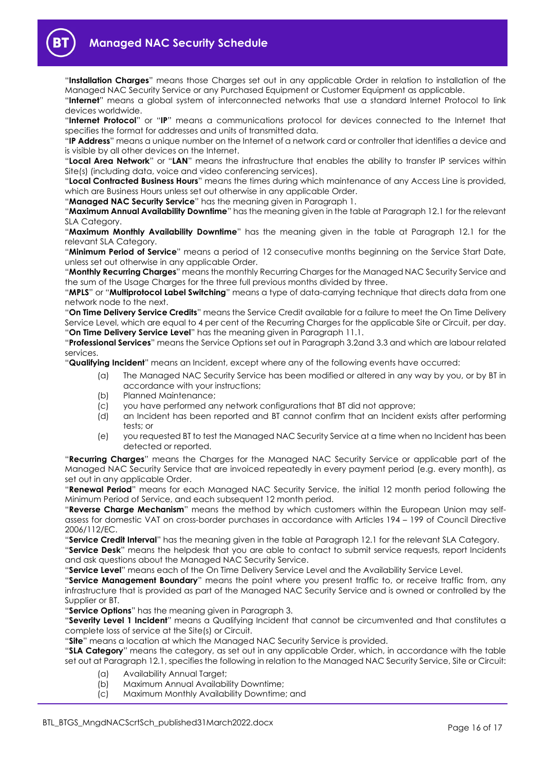"**Installation Charges**" means those Charges set out in any applicable Order in relation to installation of the Managed NAC Security Service or any Purchased Equipment or Customer Equipment as applicable.

"**Internet**" means a global system of interconnected networks that use a standard Internet Protocol to link devices worldwide.

"**Internet Protocol**" or "**IP**" means a communications protocol for devices connected to the Internet that specifies the format for addresses and units of transmitted data.

"**IP Address**" means a unique number on the Internet of a network card or controller that identifies a device and is visible by all other devices on the Internet.

"**Local Area Network**" or "**LAN**" means the infrastructure that enables the ability to transfer IP services within Site(s) (including data, voice and video conferencing services).

"**Local Contracted Business Hours**" means the times during which maintenance of any Access Line is provided, which are Business Hours unless set out otherwise in any applicable Order.

"**Managed NAC Security Service**" has the meaning given in Paragraph 1.

"**Maximum Annual Availability Downtime**" has the meaning given in the table at Paragraph 12.1 for the relevant SLA Category.

"**Maximum Monthly Availability Downtime**" has the meaning given in the table at Paragraph 12.1 for the relevant SLA Category.

"**Minimum Period of Service**" means a period of 12 consecutive months beginning on the Service Start Date, unless set out otherwise in any applicable Order.

"**Monthly Recurring Charges**" means the monthly Recurring Charges for the Managed NAC Security Service and the sum of the Usage Charges for the three full previous months divided by three.

"**MPLS**" or "**Multiprotocol Label Switching**" means a type of data-carrying technique that directs data from one network node to the next.

"**On Time Delivery Service Credits**" means the Service Credit available for a failure to meet the On Time Delivery Service Level, which are equal to 4 per cent of the Recurring Charges for the applicable Site or Circuit, per day.

"**On Time Delivery Service Level**" has the meaning given in Paragraph 11.1.

"**Professional Services**" means the Service Options set out in Paragraph 3.2and 3.3 and which are labour related services.

"**Qualifying Incident**" means an Incident, except where any of the following events have occurred:

(a) The Managed NAC Security Service has been modified or altered in any way by you, or by BT in accordance with your instructions;

(b) Planned Maintenance;

(c) you have performed any network configurations that BT did not approve;

(d) an Incident has been reported and BT cannot confirm that an Incident exists after performing tests; or

(e) you requested BT to test the Managed NAC Security Service at a time when no Incident has been detected or reported.

"**Recurring Charges**" means the Charges for the Managed NAC Security Service or applicable part of the Managed NAC Security Service that are invoiced repeatedly in every payment period (e.g. every month), as set out in any applicable Order.

"**Renewal Period**" means for each Managed NAC Security Service, the initial 12 month period following the Minimum Period of Service, and each subsequent 12 month period.

"**Reverse Charge Mechanism**" means the method by which customers within the European Union may self-assess for domestic VAT on cross-border purchases in accordance with Articles 194 – 199 of Council Directive 2006/112/EC.

"**Service Credit Interval**" has the meaning given in the table at Paragraph 12.1 for the relevant SLA Category.

"**Service Desk**" means the helpdesk that you are able to contact to submit service requests, report Incidents and ask questions about the Managed NAC Security Service.

"**Service Level**" means each of the On Time Delivery Service Level and the Availability Service Level.

"**Service Management Boundary**" means the point where you present traffic to, or receive traffic from, any infrastructure that is provided as part of the Managed NAC Security Service and is owned or controlled by the Supplier or BT.

"**Service Options**" has the meaning given in Paragraph 3.

"**Severity Level 1 Incident**" means a Qualifying Incident that cannot be circumvented and that constitutes a complete loss of service at the Site(s) or Circuit.

"**Site**" means a location at which the Managed NAC Security Service is provided.

"**SLA Category**" means the category, as set out in any applicable Order, which, in accordance with the table set out at Paragraph 12.1, specifies the following in relation to the Managed NAC Security Service, Site or Circuit:

(a) Availability Annual Target;

(b) Maximum Annual Availability Downtime;

(c) Maximum Monthly Availability Downtime; and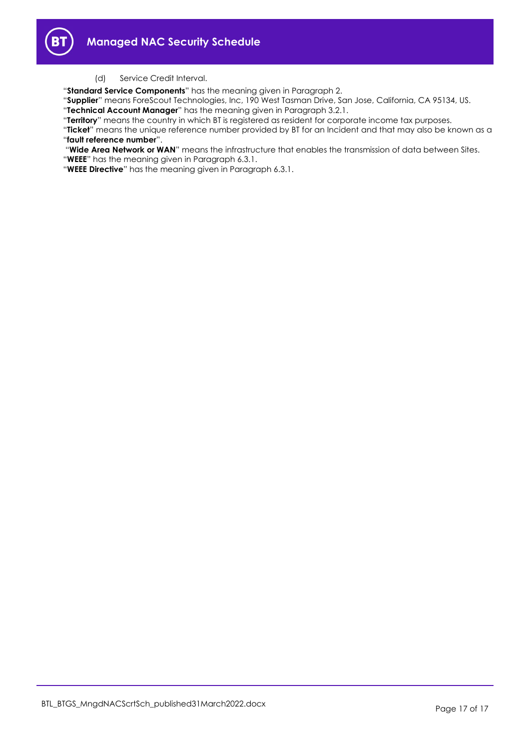(d) Service Credit Interval.

"**Standard Service Components**" has the meaning given in Paragraph 2.

"**Supplier**" means ForeScout Technologies, Inc, 190 West Tasman Drive, San Jose, California, CA 95134, US.

"**Technical Account Manager**" has the meaning given in Paragraph 3.2.1.

"**Territory**" means the country in which BT is registered as resident for corporate income tax purposes.

"**Ticket**" means the unique reference number provided by BT for an Incident and that may also be known as a "**fault reference number**".

"**Wide Area Network or WAN**" means the infrastructure that enables the transmission of data between Sites.

"**WEEE**" has the meaning given in Paragraph 6.3.1.

"**WEEE Directive**" has the meaning given in Paragraph 6.3.1.